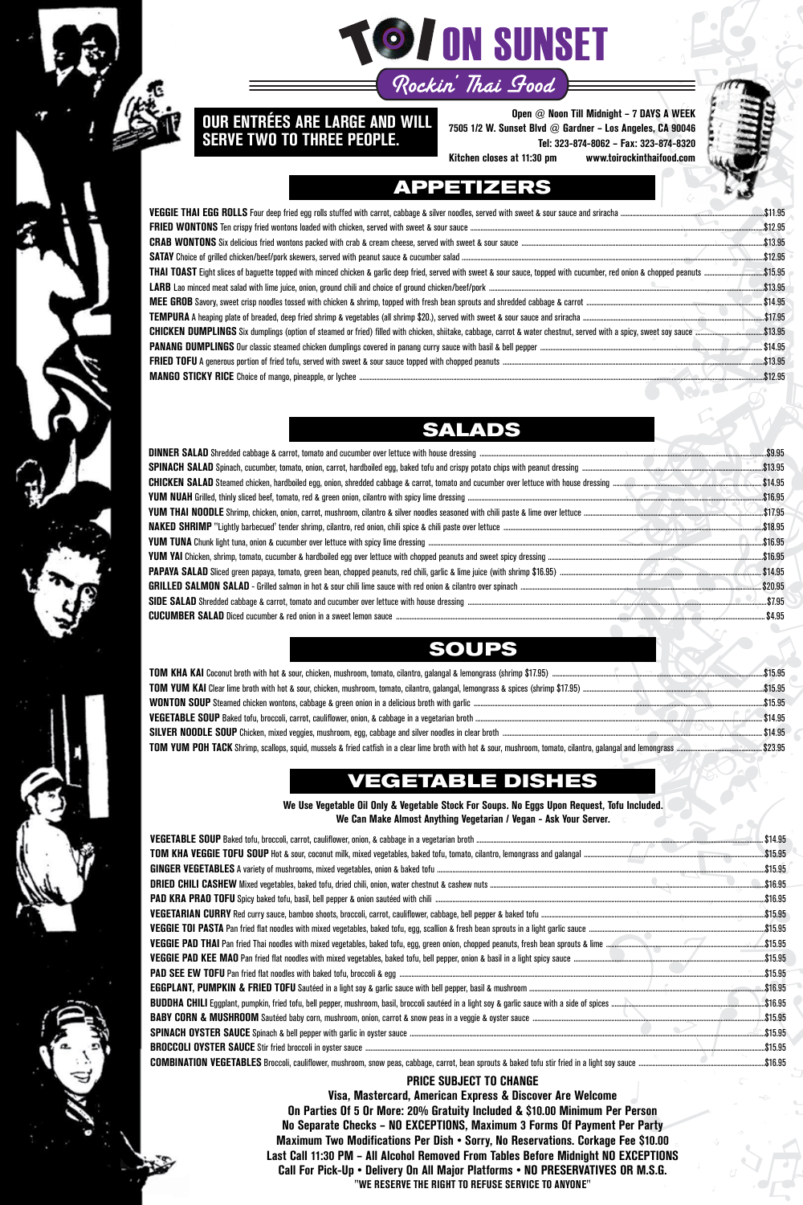# TOI ON SUNSET

*Rockin' Thai Food*

**OUR ENTRÉES ARE LARGE AND WILL SERVE TWO TO THREE PEOPLE.**

Open @ Noon Till Midnight – 7 DAYS A WEEK
7505 1/2 W. Sunset Blvd @ Gardner – Los Angeles, CA 90046
Tel: 323-874-8062 – Fax: 323-874-8320
Kitchen closes at 11:30 pm www.toirockinthaifood.com

## APPETIZERS

- **VEGGIE THAI EGG ROLLS** Four deep fried egg rolls stuffed with carrot, cabbage & silver noodles, served with sweet & sour sauce and sriracha ........ $11.95
- **FRIED WONTONS** Ten crispy fried wontons loaded with chicken, served with sweet & sour sauce ........ $12.95
- **CRAB WONTONS** Six delicious fried wontons packed with crab & cream cheese, served with sweet & sour sauce ........ $13.95
- **SATAY** Choice of grilled chicken/beef/pork skewers, served with peanut sauce & cucumber salad ........ $12.95
- **THAI TOAST** Eight slices of baguette topped with minced chicken & garlic deep fried, served with sweet & sour sauce, topped with cucumber, red onion & chopped peanuts ........ $15.95
- **LARB** Lao minced meat salad with lime juice, onion, ground chili and choice of ground chicken/beef/pork ........ $13.95
- **MEE GROB** Savory, sweet crisp noodles tossed with chicken & shrimp, topped with fresh bean sprouts and shredded cabbage & carrot ........ $14.95
- **TEMPURA** A heaping plate of breaded, deep fried shrimp & vegetables (all shrimp $20.), served with sweet & sour sauce and sriracha ........ $17.95
- **CHICKEN DUMPLINGS** Six dumplings (option of steamed or fried) filled with chicken, shiitake, cabbage, carrot & water chestnut, served with a spicy, sweet soy sauce ........ $13.95
- **PANANG DUMPLINGS** Our classic steamed chicken dumplings covered in panang curry sauce with basil & bell pepper ........ $14.95
- **FRIED TOFU** A generous portion of fried tofu, served with sweet & sour sauce topped with chopped peanuts ........ $13.95
- **MANGO STICKY RICE** Choice of mango, pineapple, or lychee ........ $12.95

## SALADS

- **DINNER SALAD** Shredded cabbage & carrot, tomato and cucumber over lettuce with house dressing ........ $9.95
- **SPINACH SALAD** Spinach, cucumber, tomato, onion, carrot, hardboiled egg, baked tofu and crispy potato chips with peanut dressing ........ $13.95
- **CHICKEN SALAD** Steamed chicken, hardboiled egg, onion, shredded cabbage & carrot, tomato and cucumber over lettuce with house dressing ........ $14.95
- **YUM NUAH** Grilled, thinly sliced beef, tomato, red & green onion, cilantro with spicy lime dressing ........ $16.95
- **YUM THAI NOODLE** Shrimp, chicken, onion, carrot, mushroom, cilantro & silver noodles seasoned with chili paste & lime over lettuce ........ $17.95
- **NAKED SHRIMP** "Lightly barbecued" tender shrimp, cilantro, red onion, chili spice & chili paste over lettuce ........ $18.95
- **YUM TUNA** Chunk light tuna, onion & cucumber over lettuce with spicy lime dressing ........ $16.95
- **YUM YAI** Chicken, shrimp, tomato, cucumber & hardboiled egg over lettuce with chopped peanuts and sweet spicy dressing ........ $16.95
- **PAPAYA SALAD** Sliced green papaya, tomato, green bean, chopped peanuts, red chili, garlic & lime juice (with shrimp $16.95) ........ $14.95
- **GRILLED SALMON SALAD** - Grilled salmon in hot & sour chili lime sauce with red onion & cilantro over spinach ........ $20.95
- **SIDE SALAD** Shredded cabbage & carrot, tomato and cucumber over lettuce with house dressing ........ $7.95
- **CUCUMBER SALAD** Diced cucumber & red onion in a sweet lemon sauce ........ $4.95

## SOUPS

- **TOM KHA KAI** Coconut broth with hot & sour, chicken, mushroom, tomato, cilantro, galangal & lemongrass (shrimp $17.95) ........ $15.95
- **TOM YUM KAI** Clear lime broth with hot & sour, chicken, mushroom, tomato, cilantro, galangal, lemongrass & spices (shrimp $17.95) ........ $15.95
- **WONTON SOUP** Steamed chicken wontons, cabbage & green onion in a delicious broth with garlic ........ $15.95
- **VEGETABLE SOUP** Baked tofu, broccoli, carrot, cauliflower, onion, & cabbage in a vegetarian broth ........ $14.95
- **SILVER NOODLE SOUP** Chicken, mixed veggies, mushroom, egg, cabbage and silver noodles in clear broth ........ $14.95
- **TOM YUM POH TACK** Shrimp, scallops, squid, mussels & fried catfish in a clear lime broth with hot & sour, mushroom, tomato, cilantro, galangal and lemongrass ........ $23.95

## VEGETABLE DISHES

**We Use Vegetable Oil Only & Vegetable Stock For Soups. No Eggs Upon Request, Tofu Included. We Can Make Almost Anything Vegetarian / Vegan - Ask Your Server.**

- **VEGETABLE SOUP** Baked tofu, broccoli, carrot, cauliflower, onion, & cabbage in a vegetarian broth ........ $14.95
- **TOM KHA VEGGIE TOFU SOUP** Hot & sour, coconut milk, mixed vegetables, baked tofu, tomato, cilantro, lemongrass and galangal ........ $15.95
- **GINGER VEGETABLES** A variety of mushrooms, mixed vegetables, onion & baked tofu ........ $15.95
- **DRIED CHILI CASHEW** Mixed vegetables, baked tofu, dried chili, onion, water chestnut & cashew nuts ........ $16.95
- **PAD KRA PRAO TOFU** Spicy baked tofu, basil, bell pepper & onion sautéed with chili ........ $16.95
- **VEGETARIAN CURRY** Red curry sauce, bamboo shoots, broccoli, carrot, cauliflower, cabbage, bell pepper & baked tofu ........ $15.95
- **VEGGIE TOI PASTA** Pan fried flat noodles with mixed vegetables, baked tofu, egg, scallion & fresh bean sprouts in a light garlic sauce ........ $15.95
- **VEGGIE PAD THAI** Pan fried Thai noodles with mixed vegetables, baked tofu, egg, green onion, chopped peanuts, fresh bean sprouts & lime ........ $15.95
- **VEGGIE PAD KEE MAO** Pan fried flat noodles with mixed vegetables, baked tofu, bell pepper, onion & basil in a light spicy sauce ........ $15.95
- **PAD SEE EW TOFU** Pan fried flat noodles with baked tofu, broccoli & egg ........ $15.95
- **EGGPLANT, PUMPKIN & FRIED TOFU** Sautéed in a light soy & garlic sauce with bell pepper, basil & mushroom ........ $16.95
- **BUDDHA CHILI** Eggplant, pumpkin, fried tofu, bell pepper, mushroom, basil, broccoli sautéed in a light soy & garlic sauce with a side of spices ........ $16.95
- **BABY CORN & MUSHROOM** Sautéed baby corn, mushroom, onion, carrot & snow peas in a veggie & oyster sauce ........ $15.95
- **SPINACH OYSTER SAUCE** Spinach & bell pepper with garlic in oyster sauce ........ $15.95
- **BROCCOLI OYSTER SAUCE** Stir fried broccoli in oyster sauce ........ $15.95
- **COMBINATION VEGETABLES** Broccoli, cauliflower, mushroom, snow peas, cabbage, carrot, bean sprouts & baked tofu stir fried in a light soy sauce ........ $16.95

**PRICE SUBJECT TO CHANGE**

**Visa, Mastercard, American Express & Discover Are Welcome**
**On Parties Of 5 Or More: 20% Gratuity Included & $10.00 Minimum Per Person**
**No Separate Checks – NO EXCEPTIONS, Maximum 3 Forms Of Payment Per Party**
**Maximum Two Modifications Per Dish • Sorry, No Reservations. Corkage Fee $10.00**
**Last Call 11:30 PM – All Alcohol Removed From Tables Before Midnight NO EXCEPTIONS**
**Call For Pick-Up • Delivery On All Major Platforms • NO PRESERVATIVES OR M.S.G.**
**"WE RESERVE THE RIGHT TO REFUSE SERVICE TO ANYONE"**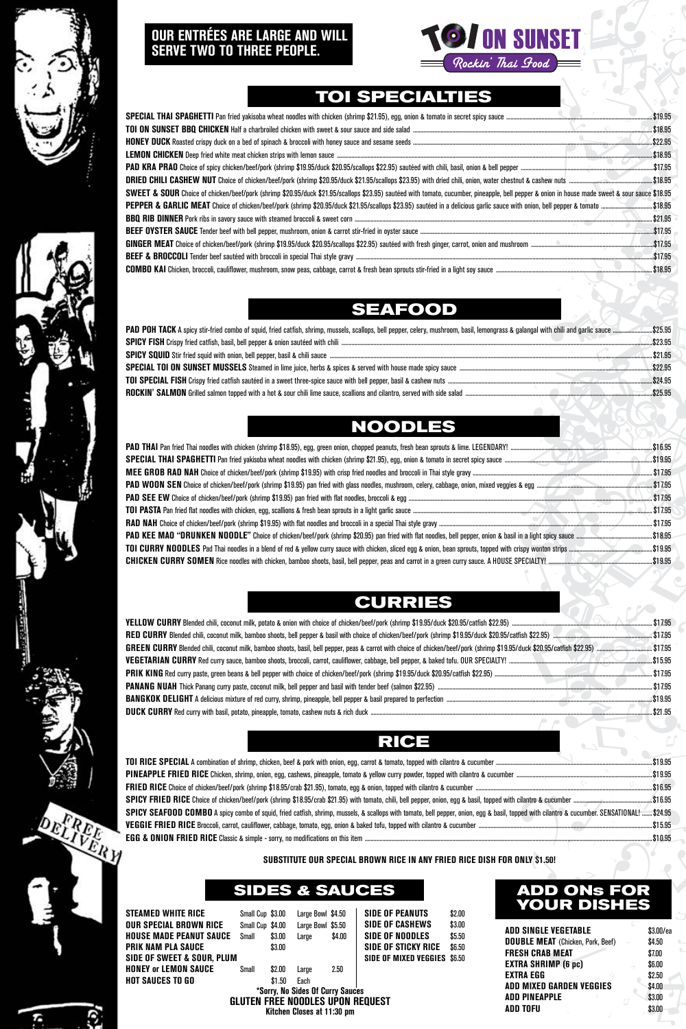**OUR ENTRÉES ARE LARGE AND WILL SERVE TWO TO THREE PEOPLE.**

TOI ON SUNSET
*Rockin' Thai Food*

## TOI SPECIALTIES

**SPECIAL THAI SPAGHETTI** Pan fried yakisoba wheat noodles with chicken (shrimp $21.95), egg, onion & tomato in secret spicy sauce ........ $19.95
**TOI ON SUNSET BBQ CHICKEN** Half a charbroiled chicken with sweet & sour sauce and side salad ........ $18.95
**HONEY DUCK** Roasted crispy duck on a bed of spinach & broccoli with honey sauce and sesame seeds ........ $22.95
**LEMON CHICKEN** Deep fried white meat chicken strips with lemon sauce ........ $18.95
**PAD KRA PRAO** Choice of spicy chicken/beef/pork (shrimp $19.95/duck $20.95/scallops $22.95) sautéed with chili, basil, onion & bell pepper ........ $17.95
**DRIED CHILI CASHEW NUT** Choice of chicken/beef/pork (shrimp $20.95/duck $21.95/scallops $23.95) with dried chili, onion, water chestnut & cashew nuts ........ $18.95
**SWEET & SOUR** Choice of chicken/beef/pork (shrimp $20.95/duck $21.95/scallops $23.95) sautéed with tomato, cucumber, pineapple, bell pepper & onion in house made sweet & sour sauce $18.95
**PEPPER & GARLIC MEAT** Choice of chicken/beef/pork (shrimp $20.95/duck $21.95/scallops $23.95) sautéed in a delicious garlic sauce with onion, bell pepper & tomato ........ $18.95
**BBQ RIB DINNER** Pork ribs in savory sauce with steamed broccoli & sweet corn ........ $21.95
**BEEF OYSTER SAUCE** Tender beef with bell pepper, mushroom, onion & carrot stir-fried in oyster sauce ........ $17.95
**GINGER MEAT** Choice of chicken/beef/pork (shrimp $19.95/duck $20.95/scallops $22.95) sautéed with fresh ginger, carrot, onion and mushroom ........ $17.95
**BEEF & BROCCOLI** Tender beef sautéed with broccoli in special Thai style gravy ........ $17.95
**COMBO KAI** Chicken, broccoli, cauliflower, mushroom, snow peas, cabbage, carrot & fresh bean sprouts stir-fried in a light soy sauce ........ $18.95

## SEAFOOD

**PAD POH TACK** A spicy stir-fried combo of squid, fried catfish, shrimp, mussels, scallops, bell pepper, celery, mushroom, basil, lemongrass & galangal with chili and garlic sauce ........ $25.95
**SPICY FISH** Crispy fried catfish, basil, bell pepper & onion sautéed with chili ........ $23.95
**SPICY SQUID** Stir fried squid with onion, bell pepper, basil & chili sauce ........ $21.95
**SPECIAL TOI ON SUNSET MUSSELS** Steamed in lime juice, herbs & spices & served with house made spicy sauce ........ $22.95
**TOI SPECIAL FISH** Crispy fried catfish sautéed in a sweet three-spice sauce with bell pepper, basil & cashew nuts ........ $24.95
**ROCKIN' SALMON** Grilled salmon topped with a hot & sour chili lime sauce, scallions and cilantro, served with side salad ........ $25.95

## NOODLES

**PAD THAI** Pan fried Thai noodles with chicken (shrimp $18.95), egg, green onion, chopped peanuts, fresh bean sprouts & lime. LEGENDARY! ........ $16.95
**SPECIAL THAI SPAGHETTI** Pan fried yakisoba wheat noodles with chicken (shrimp $21.95), egg, onion & tomato in secret spicy sauce ........ $19.95
**MEE GROB RAD NAH** Choice of chicken/beef/pork (shrimp $19.95) with crisp fried noodles and broccoli in Thai style gravy ........ $17.95
**PAD WOON SEN** Choice of chicken/beef/pork (shrimp $19.95) pan fried with glass noodles, mushroom, celery, cabbage, onion, mixed veggies & egg ........ $17.95
**PAD SEE EW** Choice of chicken/beef/pork (shrimp $19.95) pan fried with flat noodles, broccoli & egg ........ $17.95
**TOI PASTA** Pan fried flat noodles with chicken, egg, scallions & fresh bean sprouts in a light garlic sauce ........ $17.95
**RAD NAH** Choice of chicken/beef/pork (shrimp $19.95) with flat noodles and broccoli in a special Thai style gravy ........ $17.95
**PAD KEE MAO "DRUNKEN NOODLE"** Choice of chicken/beef/pork (shrimp $20.95) pan fried with flat noodles, bell pepper, onion & basil in a light spicy sauce ........ $18.95
**TOI CURRY NOODLES** Pad Thai noodles in a blend of red & yellow curry sauce with chicken, sliced egg & onion, bean sprouts, topped with crispy wonton strips ........ $19.95
**CHICKEN CURRY SOMEN** Rice noodles with chicken, bamboo shoots, basil, bell pepper, peas and carrot in a green curry sauce. A HOUSE SPECIALTY! ........ $19.95

## CURRIES

**YELLOW CURRY** Blended chili, coconut milk, potato & onion with choice of chicken/beef/pork (shrimp $19.95/duck $20.95/catfish $22.95) ........ $17.95
**RED CURRY** Blended chili, coconut milk, bamboo shoots, bell pepper & basil with choice of chicken/beef/pork (shrimp $19.95/duck $20.95/catfish $22.95) ........ $17.95
**GREEN CURRY** Blended chili, coconut milk, bamboo shoots, basil, bell pepper, peas & carrot with choice of chicken/beef/pork (shrimp $19.95/duck $20.95/catfish $22.95) ........ $17.95
**VEGETARIAN CURRY** Red curry sauce, bamboo shoots, broccoli, carrot, cauliflower, cabbage, bell pepper, & baked tofu. OUR SPECIALTY! ........ $15.95
**PRIK KING** Red curry paste, green beans & bell pepper with choice of chicken/beef/pork (shrimp $19.95/duck $20.95/catfish $22.95) ........ $17.95
**PANANG NUAH** Thick Panang curry paste, coconut milk, bell pepper and basil with tender beef (salmon $22.95) ........ $17.95
**BANGKOK DELIGHT** A delicious mixture of red curry, shrimp, pineapple, bell pepper & basil prepared to perfection ........ $19.95
**DUCK CURRY** Red curry with basil, potato, pineapple, tomato, cashew nuts & rich duck ........ $21.95

## RICE

**TOI RICE SPECIAL** A combination of shrimp, chicken, beef & pork with onion, egg, carrot & tomato, topped with cilantro & cucumber ........ $19.95
**PINEAPPLE FRIED RICE** Chicken, shrimp, onion, egg, cashews, pineapple, tomato & yellow curry powder, topped with cilantro & cucumber ........ $19.95
**FRIED RICE** Choice of chicken/beef/pork (shrimp $18.95/crab $21.95), tomato, egg & onion, topped with cilantro & cucumber ........ $16.95
**SPICY FRIED RICE** Choice of chicken/beef/pork (shrimp $18.95/crab $21.95) with tomato, chili, bell pepper, onion, egg & basil, topped with cilantro & cucumber ........ $16.95
**SPICY SEAFOOD COMBO** A spicy combo of squid, fried catfish, shrimp, mussels, & scallops with tomato, bell pepper, onion, egg & basil, topped with cilantro & cucumber. SENSATIONAL! ........ $24.95
**VEGGIE FRIED RICE** Broccoli, carrot, cauliflower, cabbage, tomato, egg, onion & baked tofu, topped with cilantro & cucumber ........ $15.95
**EGG & ONION FRIED RICE** Classic & simple - sorry, no modifications on this item ........ $10.95

**SUBSTITUTE OUR SPECIAL BROWN RICE IN ANY FRIED RICE DISH FOR ONLY $1.50!**

## SIDES & SAUCES

| | | | | |
|---|---|---|---|---|
| **STEAMED WHITE RICE** | Small Cup | $3.00 | Large Bowl | $4.50 |
| **OUR SPECIAL BROWN RICE** | Small Cup | $4.00 | Large Bowl | $5.50 |
| **HOUSE MADE PEANUT SAUCE** | Small | $3.00 | Large | $4.00 |
| **PRIK NAM PLA SAUCE** | | $3.00 | | |
| **SIDE OF SWEET & SOUR, PLUM HONEY or LEMON SAUCE** | Small | $2.00 | Large | 2.50 |
| **HOT SAUCES TO GO** | | $1.50 | Each | |

| | |
|---|---|
| **SIDE OF PEANUTS** | $2.00 |
| **SIDE OF CASHEWS** | $3.00 |
| **SIDE OF NOODLES** | $5.50 |
| **SIDE OF STICKY RICE** | $6.50 |
| **SIDE OF MIXED VEGGIES** | $6.50 |

**\*Sorry, No Sides Of Curry Sauces**
**GLUTEN FREE NOODLES UPON REQUEST**
**Kitchen Closes at 11:30 pm**

## ADD ONs FOR YOUR DISHES

| | |
|---|---|
| **ADD SINGLE VEGETABLE** | $3.00/ea |
| **DOUBLE MEAT** (Chicken, Pork, Beef) | $4.50 |
| **FRESH CRAB MEAT** | $7.00 |
| **EXTRA SHRIMP (6 pc)** | $6.00 |
| **EXTRA EGG** | $2.50 |
| **ADD MIXED GARDEN VEGGIES** | $4.00 |
| **ADD PINEAPPLE** | $3.00 |
| **ADD TOFU** | $3.00 |

FREE DELIVERY